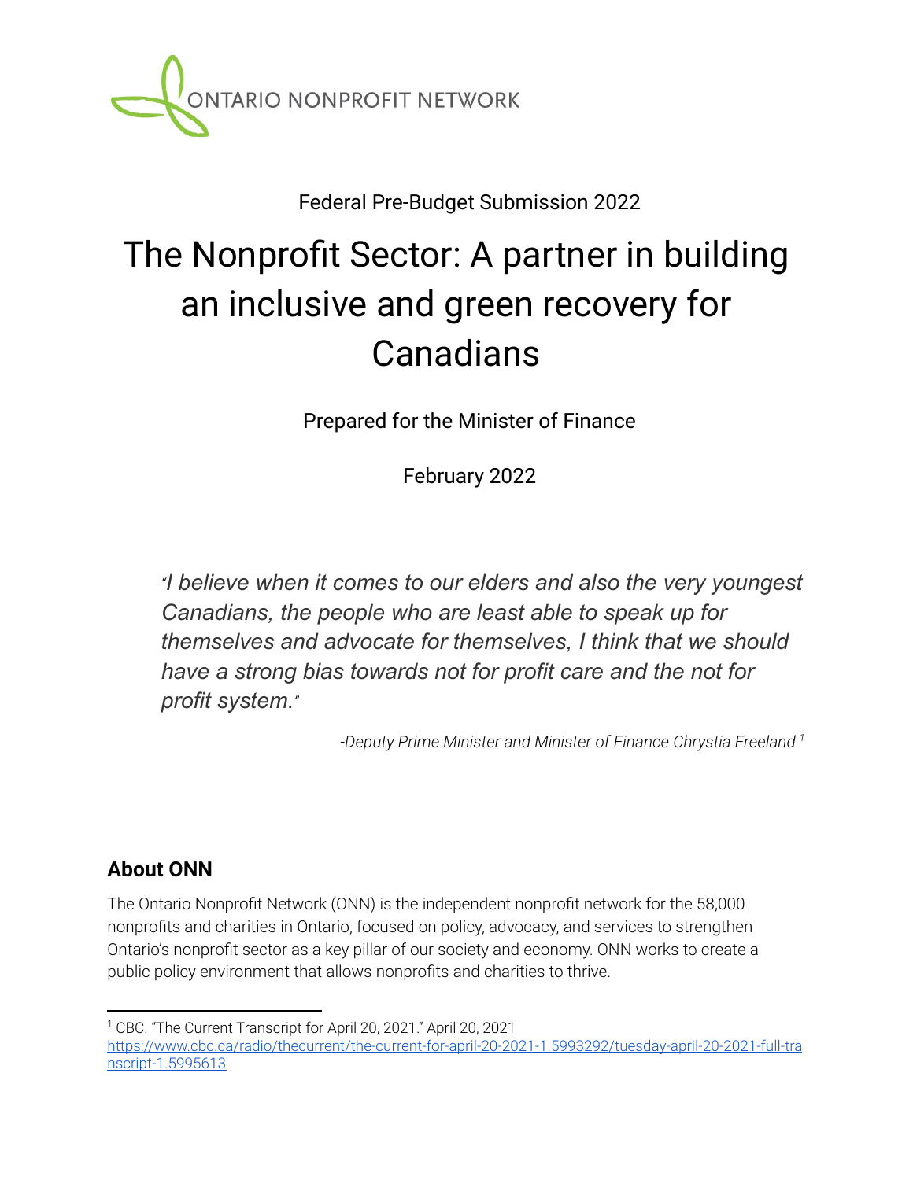ONTARIO NONPROFIT NETWORK

Federal Pre-Budget Submission 2022

# The Nonprofit Sector: A partner in building an inclusive and green recovery for Canadians

Prepared for the Minister of Finance

February 2022

> *"I believe when it comes to our elders and also the very youngest Canadians, the people who are least able to speak up for themselves and advocate for themselves, I think that we should have a strong bias towards not for profit care and the not for profit system."*
>
> *-Deputy Prime Minister and Minister of Finance Chrystia Freeland* [1]

## About ONN

The Ontario Nonprofit Network (ONN) is the independent nonprofit network for the 58,000 nonprofits and charities in Ontario, focused on policy, advocacy, and services to strengthen Ontario's nonprofit sector as a key pillar of our society and economy. ONN works to create a public policy environment that allows nonprofits and charities to thrive.

---

[1] CBC. "The Current Transcript for April 20, 2021." April 20, 2021 https://www.cbc.ca/radio/thecurrent/the-current-for-april-20-2021-1.5993292/tuesday-april-20-2021-full-transcript-1.5995613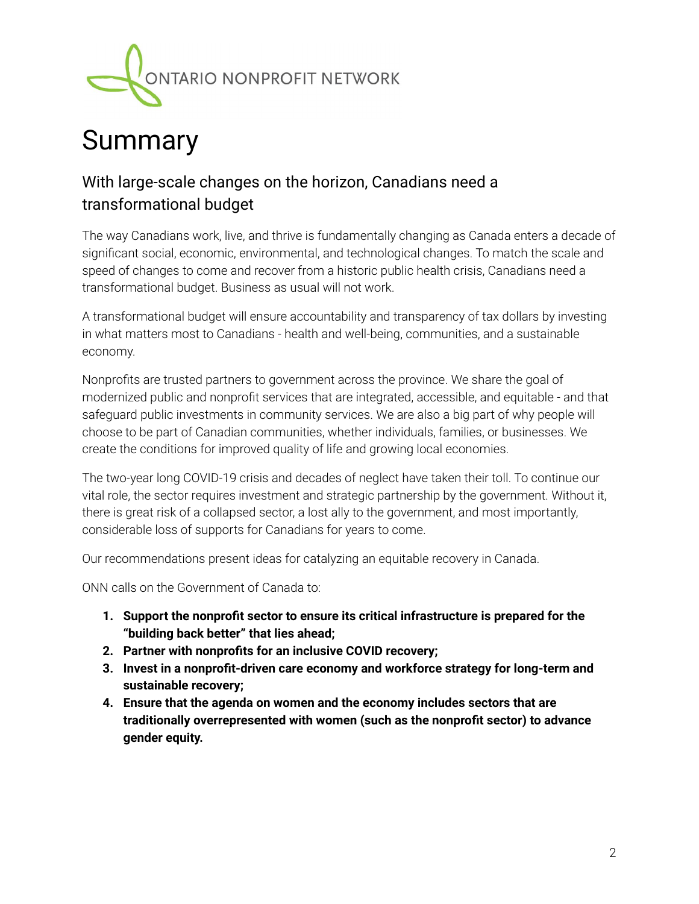ONTARIO NONPROFIT NETWORK

# Summary

## With large-scale changes on the horizon, Canadians need a transformational budget

The way Canadians work, live, and thrive is fundamentally changing as Canada enters a decade of significant social, economic, environmental, and technological changes. To match the scale and speed of changes to come and recover from a historic public health crisis, Canadians need a transformational budget. Business as usual will not work.

A transformational budget will ensure accountability and transparency of tax dollars by investing in what matters most to Canadians - health and well-being, communities, and a sustainable economy.

Nonprofits are trusted partners to government across the province. We share the goal of modernized public and nonprofit services that are integrated, accessible, and equitable - and that safeguard public investments in community services. We are also a big part of why people will choose to be part of Canadian communities, whether individuals, families, or businesses. We create the conditions for improved quality of life and growing local economies.

The two-year long COVID-19 crisis and decades of neglect have taken their toll. To continue our vital role, the sector requires investment and strategic partnership by the government. Without it, there is great risk of a collapsed sector, a lost ally to the government, and most importantly, considerable loss of supports for Canadians for years to come.

Our recommendations present ideas for catalyzing an equitable recovery in Canada.

ONN calls on the Government of Canada to:

1. **Support the nonprofit sector to ensure its critical infrastructure is prepared for the "building back better" that lies ahead;**
2. **Partner with nonprofits for an inclusive COVID recovery;**
3. **Invest in a nonprofit-driven care economy and workforce strategy for long-term and sustainable recovery;**
4. **Ensure that the agenda on women and the economy includes sectors that are traditionally overrepresented with women (such as the nonprofit sector) to advance gender equity.**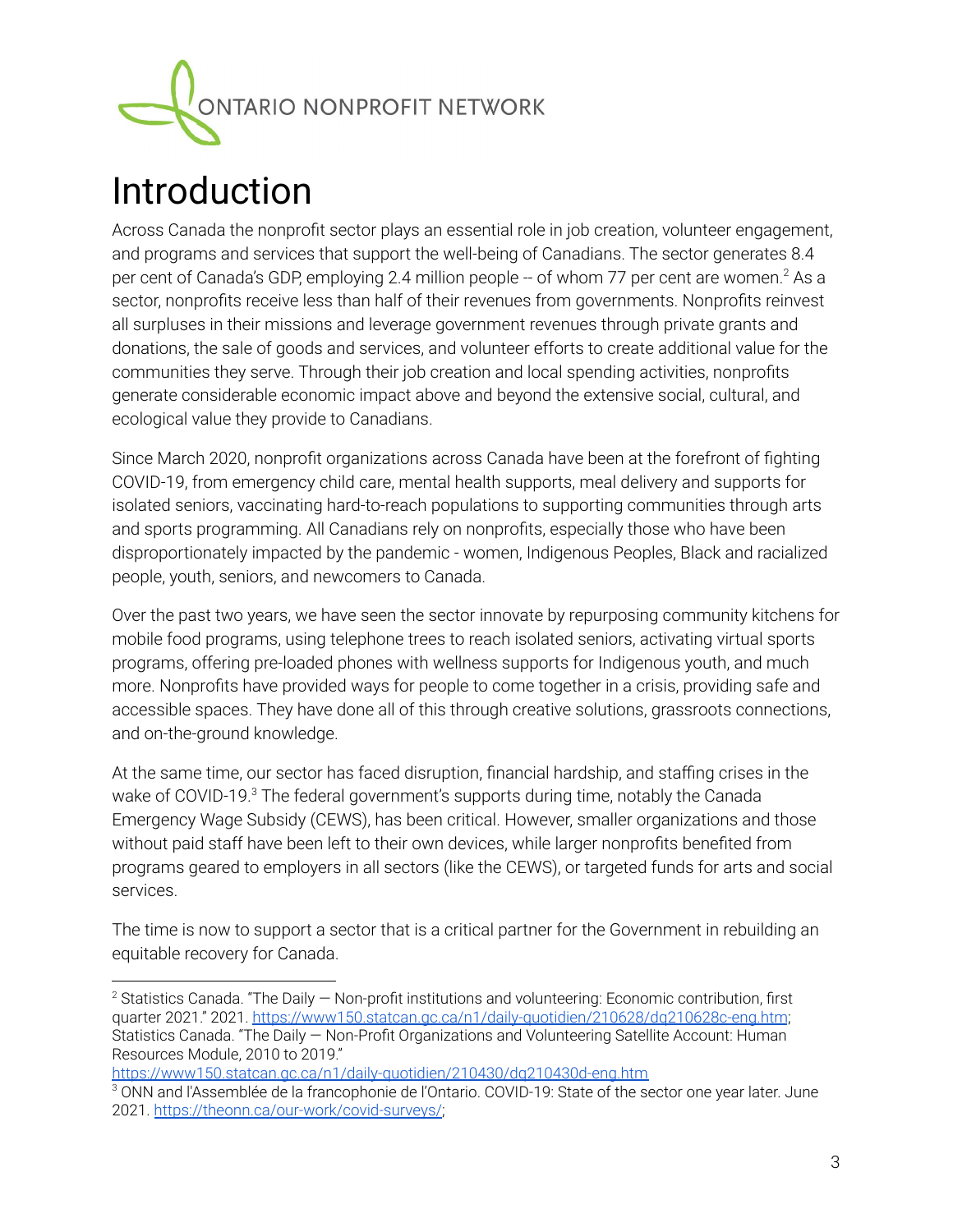ONTARIO NONPROFIT NETWORK

# Introduction

Across Canada the nonprofit sector plays an essential role in job creation, volunteer engagement, and programs and services that support the well-being of Canadians. The sector generates 8.4 per cent of Canada's GDP, employing 2.4 million people -- of whom 77 per cent are women.[2] As a sector, nonprofits receive less than half of their revenues from governments. Nonprofits reinvest all surpluses in their missions and leverage government revenues through private grants and donations, the sale of goods and services, and volunteer efforts to create additional value for the communities they serve. Through their job creation and local spending activities, nonprofits generate considerable economic impact above and beyond the extensive social, cultural, and ecological value they provide to Canadians.

Since March 2020, nonprofit organizations across Canada have been at the forefront of fighting COVID-19, from emergency child care, mental health supports, meal delivery and supports for isolated seniors, vaccinating hard-to-reach populations to supporting communities through arts and sports programming. All Canadians rely on nonprofits, especially those who have been disproportionately impacted by the pandemic - women, Indigenous Peoples, Black and racialized people, youth, seniors, and newcomers to Canada.

Over the past two years, we have seen the sector innovate by repurposing community kitchens for mobile food programs, using telephone trees to reach isolated seniors, activating virtual sports programs, offering pre-loaded phones with wellness supports for Indigenous youth, and much more. Nonprofits have provided ways for people to come together in a crisis, providing safe and accessible spaces. They have done all of this through creative solutions, grassroots connections, and on-the-ground knowledge.

At the same time, our sector has faced disruption, financial hardship, and staffing crises in the wake of COVID-19.[3] The federal government's supports during time, notably the Canada Emergency Wage Subsidy (CEWS), has been critical. However, smaller organizations and those without paid staff have been left to their own devices, while larger nonprofits benefited from programs geared to employers in all sectors (like the CEWS), or targeted funds for arts and social services.

The time is now to support a sector that is a critical partner for the Government in rebuilding an equitable recovery for Canada.

---

[2] Statistics Canada. "The Daily — Non-profit institutions and volunteering: Economic contribution, first quarter 2021." 2021. https://www150.statcan.gc.ca/n1/daily-quotidien/210628/dq210628c-eng.htm; Statistics Canada. "The Daily — Non-Profit Organizations and Volunteering Satellite Account: Human Resources Module, 2010 to 2019." https://www150.statcan.gc.ca/n1/daily-quotidien/210430/dq210430d-eng.htm

[3] ONN and l'Assemblée de la francophonie de l'Ontario. COVID-19: State of the sector one year later. June 2021. https://theonn.ca/our-work/covid-surveys/;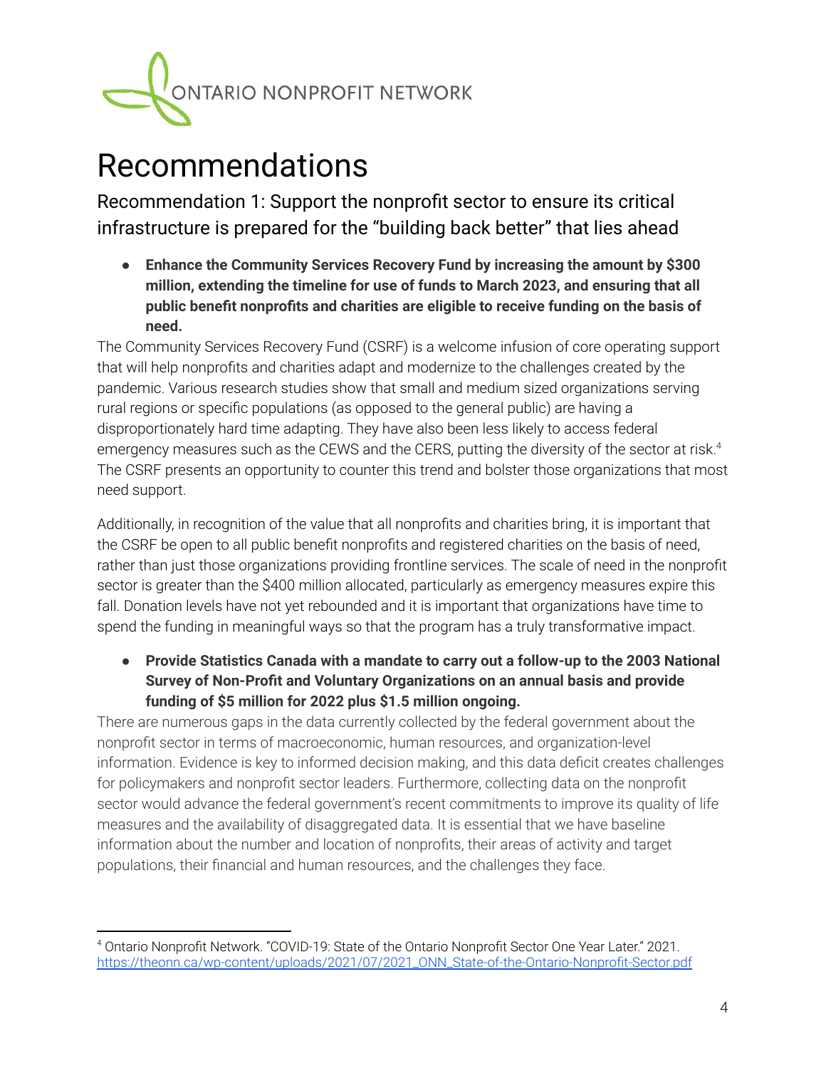# Recommendations

## Recommendation 1: Support the nonprofit sector to ensure its critical infrastructure is prepared for the "building back better" that lies ahead

- **Enhance the Community Services Recovery Fund by increasing the amount by $300 million, extending the timeline for use of funds to March 2023, and ensuring that all public benefit nonprofits and charities are eligible to receive funding on the basis of need.**

The Community Services Recovery Fund (CSRF) is a welcome infusion of core operating support that will help nonprofits and charities adapt and modernize to the challenges created by the pandemic. Various research studies show that small and medium sized organizations serving rural regions or specific populations (as opposed to the general public) are having a disproportionately hard time adapting. They have also been less likely to access federal emergency measures such as the CEWS and the CERS, putting the diversity of the sector at risk.[4] The CSRF presents an opportunity to counter this trend and bolster those organizations that most need support.

Additionally, in recognition of the value that all nonprofits and charities bring, it is important that the CSRF be open to all public benefit nonprofits and registered charities on the basis of need, rather than just those organizations providing frontline services. The scale of need in the nonprofit sector is greater than the $400 million allocated, particularly as emergency measures expire this fall. Donation levels have not yet rebounded and it is important that organizations have time to spend the funding in meaningful ways so that the program has a truly transformative impact.

- **Provide Statistics Canada with a mandate to carry out a follow-up to the 2003 National Survey of Non-Profit and Voluntary Organizations on an annual basis and provide funding of $5 million for 2022 plus $1.5 million ongoing.**

There are numerous gaps in the data currently collected by the federal government about the nonprofit sector in terms of macroeconomic, human resources, and organization-level information. Evidence is key to informed decision making, and this data deficit creates challenges for policymakers and nonprofit sector leaders. Furthermore, collecting data on the nonprofit sector would advance the federal government's recent commitments to improve its quality of life measures and the availability of disaggregated data. It is essential that we have baseline information about the number and location of nonprofits, their areas of activity and target populations, their financial and human resources, and the challenges they face.

---

[4] Ontario Nonprofit Network. "COVID-19: State of the Ontario Nonprofit Sector One Year Later." 2021. https://theonn.ca/wp-content/uploads/2021/07/2021_ONN_State-of-the-Ontario-Nonprofit-Sector.pdf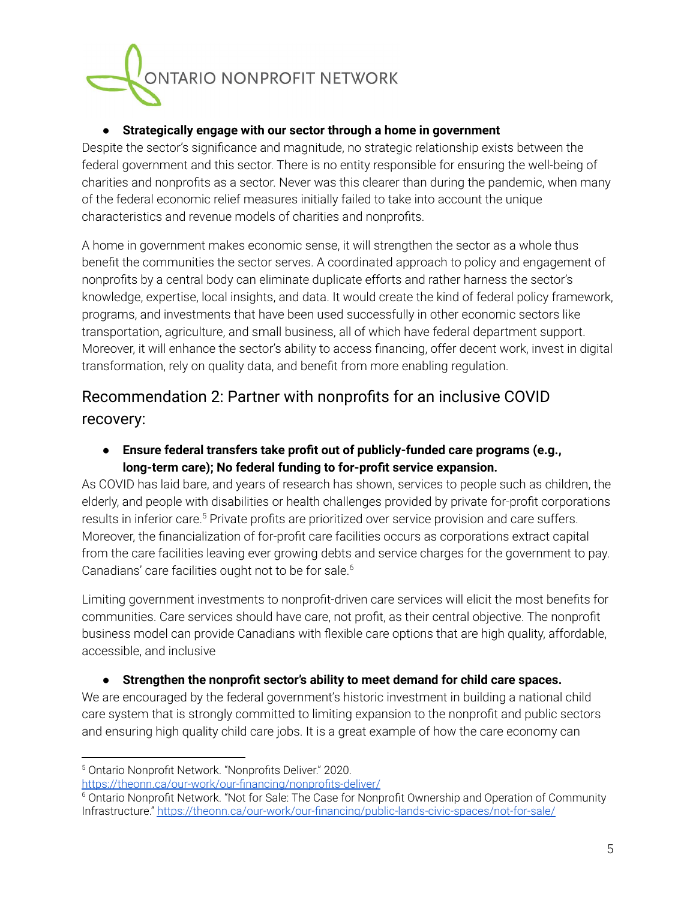- **Strategically engage with our sector through a home in government**

Despite the sector's significance and magnitude, no strategic relationship exists between the federal government and this sector. There is no entity responsible for ensuring the well-being of charities and nonprofits as a sector. Never was this clearer than during the pandemic, when many of the federal economic relief measures initially failed to take into account the unique characteristics and revenue models of charities and nonprofits.

A home in government makes economic sense, it will strengthen the sector as a whole thus benefit the communities the sector serves. A coordinated approach to policy and engagement of nonprofits by a central body can eliminate duplicate efforts and rather harness the sector's knowledge, expertise, local insights, and data. It would create the kind of federal policy framework, programs, and investments that have been used successfully in other economic sectors like transportation, agriculture, and small business, all of which have federal department support. Moreover, it will enhance the sector's ability to access financing, offer decent work, invest in digital transformation, rely on quality data, and benefit from more enabling regulation.

## Recommendation 2: Partner with nonprofits for an inclusive COVID recovery:

- **Ensure federal transfers take profit out of publicly-funded care programs (e.g., long-term care); No federal funding to for-profit service expansion.**

As COVID has laid bare, and years of research has shown, services to people such as children, the elderly, and people with disabilities or health challenges provided by private for-profit corporations results in inferior care.[5] Private profits are prioritized over service provision and care suffers. Moreover, the financialization of for-profit care facilities occurs as corporations extract capital from the care facilities leaving ever growing debts and service charges for the government to pay. Canadians' care facilities ought not to be for sale.[6]

Limiting government investments to nonprofit-driven care services will elicit the most benefits for communities. Care services should have care, not profit, as their central objective. The nonprofit business model can provide Canadians with flexible care options that are high quality, affordable, accessible, and inclusive

- **Strengthen the nonprofit sector's ability to meet demand for child care spaces.**

We are encouraged by the federal government's historic investment in building a national child care system that is strongly committed to limiting expansion to the nonprofit and public sectors and ensuring high quality child care jobs. It is a great example of how the care economy can

---

[5] Ontario Nonprofit Network. "Nonprofits Deliver." 2020. https://theonn.ca/our-work/our-financing/nonprofits-deliver/

[6] Ontario Nonprofit Network. "Not for Sale: The Case for Nonprofit Ownership and Operation of Community Infrastructure." https://theonn.ca/our-work/our-financing/public-lands-civic-spaces/not-for-sale/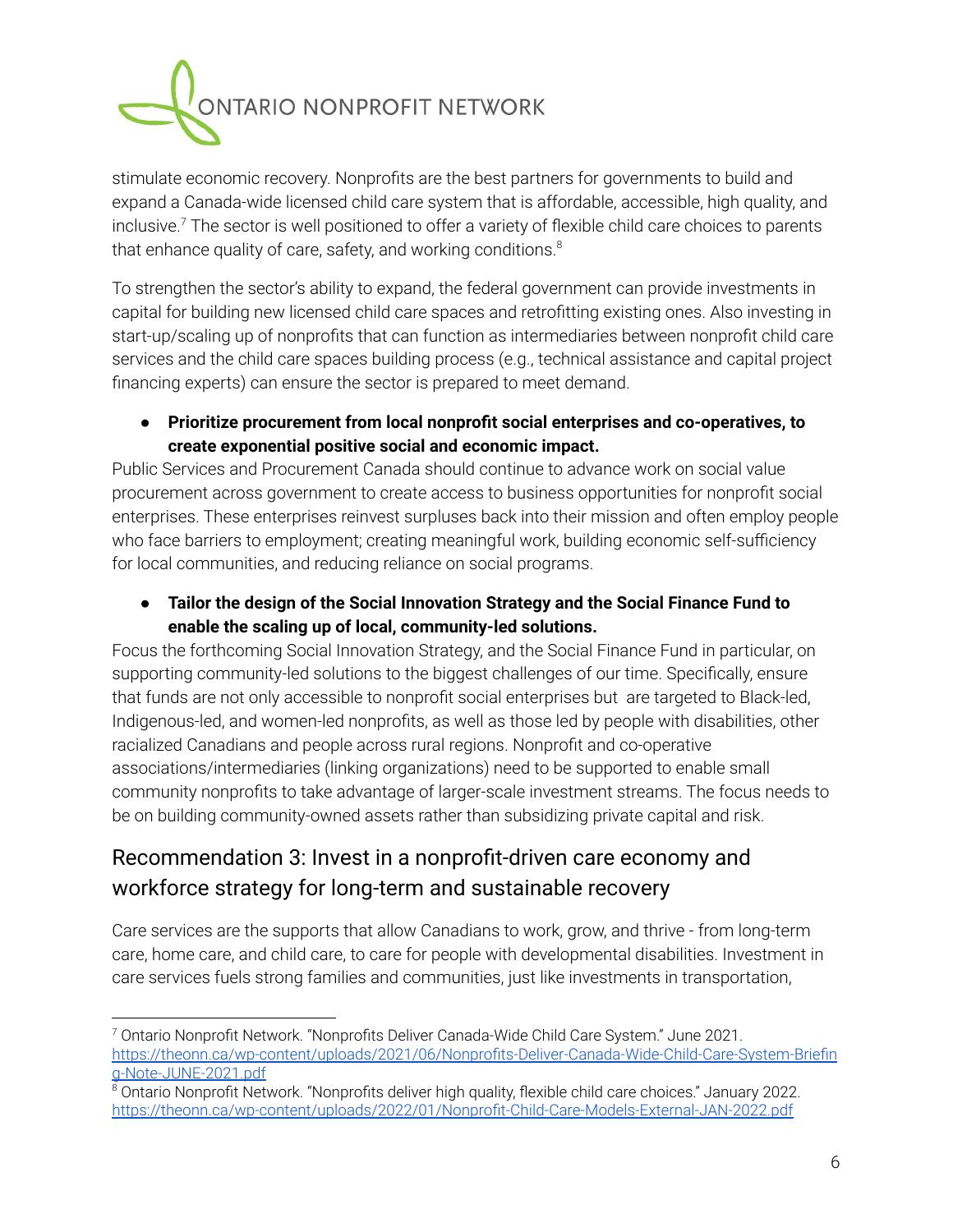stimulate economic recovery. Nonprofits are the best partners for governments to build and expand a Canada-wide licensed child care system that is affordable, accessible, high quality, and inclusive.[7] The sector is well positioned to offer a variety of flexible child care choices to parents that enhance quality of care, safety, and working conditions.[8]

To strengthen the sector's ability to expand, the federal government can provide investments in capital for building new licensed child care spaces and retrofitting existing ones. Also investing in start-up/scaling up of nonprofits that can function as intermediaries between nonprofit child care services and the child care spaces building process (e.g., technical assistance and capital project financing experts) can ensure the sector is prepared to meet demand.

- **Prioritize procurement from local nonprofit social enterprises and co-operatives, to create exponential positive social and economic impact.**

Public Services and Procurement Canada should continue to advance work on social value procurement across government to create access to business opportunities for nonprofit social enterprises. These enterprises reinvest surpluses back into their mission and often employ people who face barriers to employment; creating meaningful work, building economic self-sufficiency for local communities, and reducing reliance on social programs.

- **Tailor the design of the Social Innovation Strategy and the Social Finance Fund to enable the scaling up of local, community-led solutions.**

Focus the forthcoming Social Innovation Strategy, and the Social Finance Fund in particular, on supporting community-led solutions to the biggest challenges of our time. Specifically, ensure that funds are not only accessible to nonprofit social enterprises but are targeted to Black-led, Indigenous-led, and women-led nonprofits, as well as those led by people with disabilities, other racialized Canadians and people across rural regions. Nonprofit and co-operative associations/intermediaries (linking organizations) need to be supported to enable small community nonprofits to take advantage of larger-scale investment streams. The focus needs to be on building community-owned assets rather than subsidizing private capital and risk.

## Recommendation 3: Invest in a nonprofit-driven care economy and workforce strategy for long-term and sustainable recovery

Care services are the supports that allow Canadians to work, grow, and thrive - from long-term care, home care, and child care, to care for people with developmental disabilities. Investment in care services fuels strong families and communities, just like investments in transportation,

[7] Ontario Nonprofit Network. "Nonprofits Deliver Canada-Wide Child Care System." June 2021. https://theonn.ca/wp-content/uploads/2021/06/Nonprofits-Deliver-Canada-Wide-Child-Care-System-Briefing-Note-JUNE-2021.pdf

[8] Ontario Nonprofit Network. "Nonprofits deliver high quality, flexible child care choices." January 2022. https://theonn.ca/wp-content/uploads/2022/01/Nonprofit-Child-Care-Models-External-JAN-2022.pdf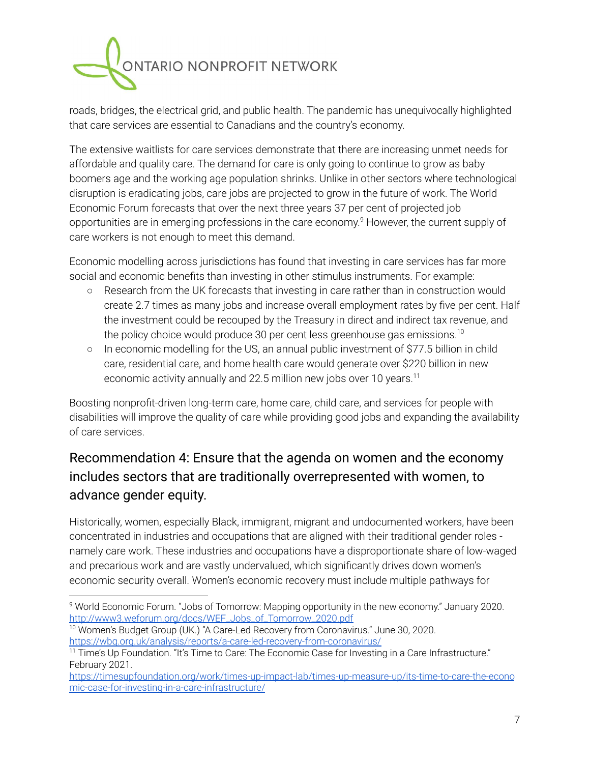roads, bridges, the electrical grid, and public health. The pandemic has unequivocally highlighted that care services are essential to Canadians and the country's economy.

The extensive waitlists for care services demonstrate that there are increasing unmet needs for affordable and quality care. The demand for care is only going to continue to grow as baby boomers age and the working age population shrinks. Unlike in other sectors where technological disruption is eradicating jobs, care jobs are projected to grow in the future of work. The World Economic Forum forecasts that over the next three years 37 per cent of projected job opportunities are in emerging professions in the care economy.[9] However, the current supply of care workers is not enough to meet this demand.

Economic modelling across jurisdictions has found that investing in care services has far more social and economic benefits than investing in other stimulus instruments. For example:

- Research from the UK forecasts that investing in care rather than in construction would create 2.7 times as many jobs and increase overall employment rates by five per cent. Half the investment could be recouped by the Treasury in direct and indirect tax revenue, and the policy choice would produce 30 per cent less greenhouse gas emissions.[10]
- In economic modelling for the US, an annual public investment of $77.5 billion in child care, residential care, and home health care would generate over $220 billion in new economic activity annually and 22.5 million new jobs over 10 years.[11]

Boosting nonprofit-driven long-term care, home care, child care, and services for people with disabilities will improve the quality of care while providing good jobs and expanding the availability of care services.

## Recommendation 4: Ensure that the agenda on women and the economy includes sectors that are traditionally overrepresented with women, to advance gender equity.

Historically, women, especially Black, immigrant, migrant and undocumented workers, have been concentrated in industries and occupations that are aligned with their traditional gender roles - namely care work. These industries and occupations have a disproportionate share of low-waged and precarious work and are vastly undervalued, which significantly drives down women's economic security overall. Women's economic recovery must include multiple pathways for

---

[9] World Economic Forum. "Jobs of Tomorrow: Mapping opportunity in the new economy." January 2020. http://www3.weforum.org/docs/WEF_Jobs_of_Tomorrow_2020.pdf

[10] Women's Budget Group (UK.) "A Care-Led Recovery from Coronavirus." June 30, 2020. https://wbg.org.uk/analysis/reports/a-care-led-recovery-from-coronavirus/

[11] Time's Up Foundation. "It's Time to Care: The Economic Case for Investing in a Care Infrastructure." February 2021. https://timesupfoundation.org/work/times-up-impact-lab/times-up-measure-up/its-time-to-care-the-economic-case-for-investing-in-a-care-infrastructure/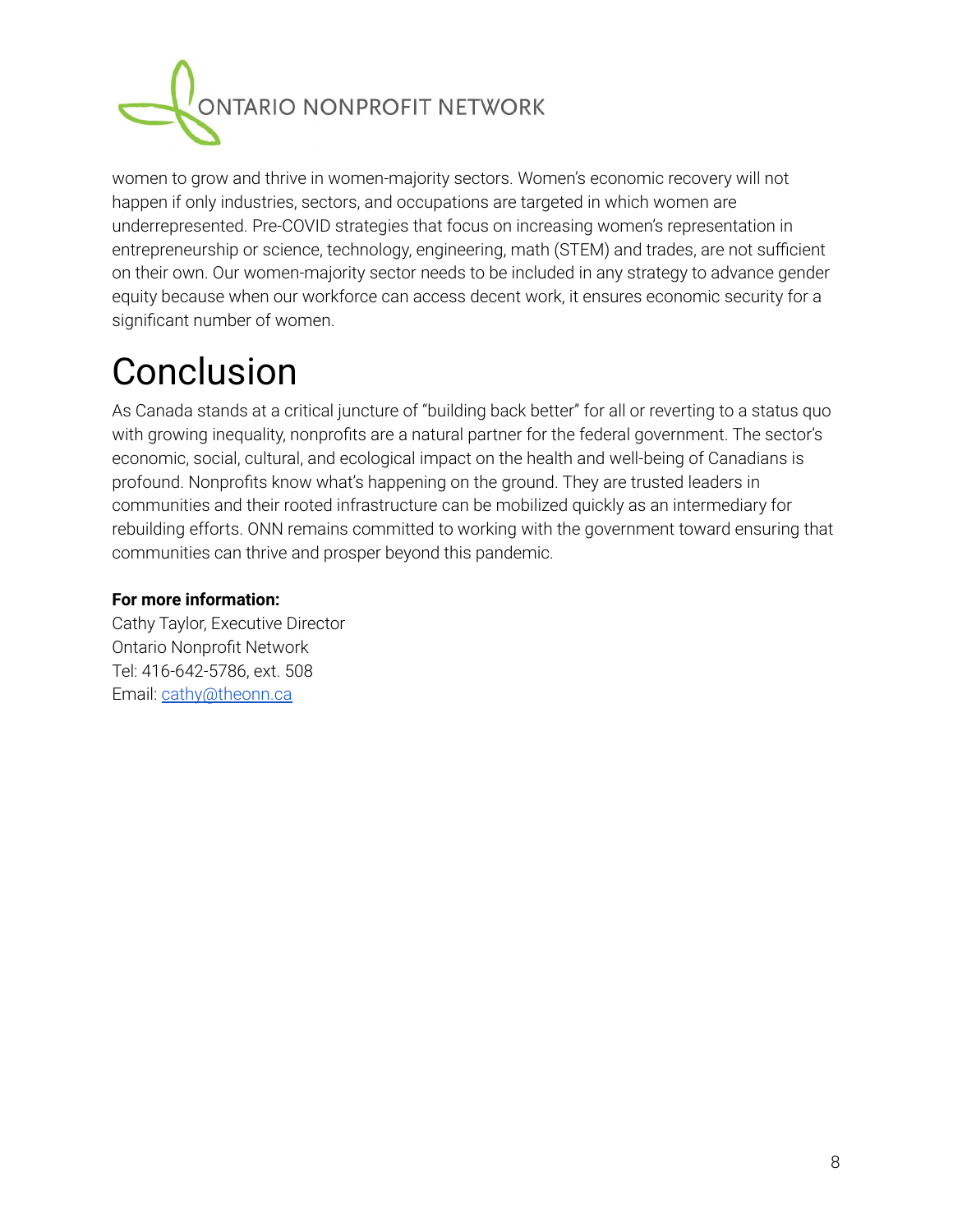women to grow and thrive in women-majority sectors. Women's economic recovery will not happen if only industries, sectors, and occupations are targeted in which women are underrepresented. Pre-COVID strategies that focus on increasing women's representation in entrepreneurship or science, technology, engineering, math (STEM) and trades, are not sufficient on their own. Our women-majority sector needs to be included in any strategy to advance gender equity because when our workforce can access decent work, it ensures economic security for a significant number of women.

# Conclusion

As Canada stands at a critical juncture of "building back better" for all or reverting to a status quo with growing inequality, nonprofits are a natural partner for the federal government. The sector's economic, social, cultural, and ecological impact on the health and well-being of Canadians is profound. Nonprofits know what's happening on the ground. They are trusted leaders in communities and their rooted infrastructure can be mobilized quickly as an intermediary for rebuilding efforts. ONN remains committed to working with the government toward ensuring that communities can thrive and prosper beyond this pandemic.

**For more information:**
Cathy Taylor, Executive Director
Ontario Nonprofit Network
Tel: 416-642-5786, ext. 508
Email: cathy@theonn.ca